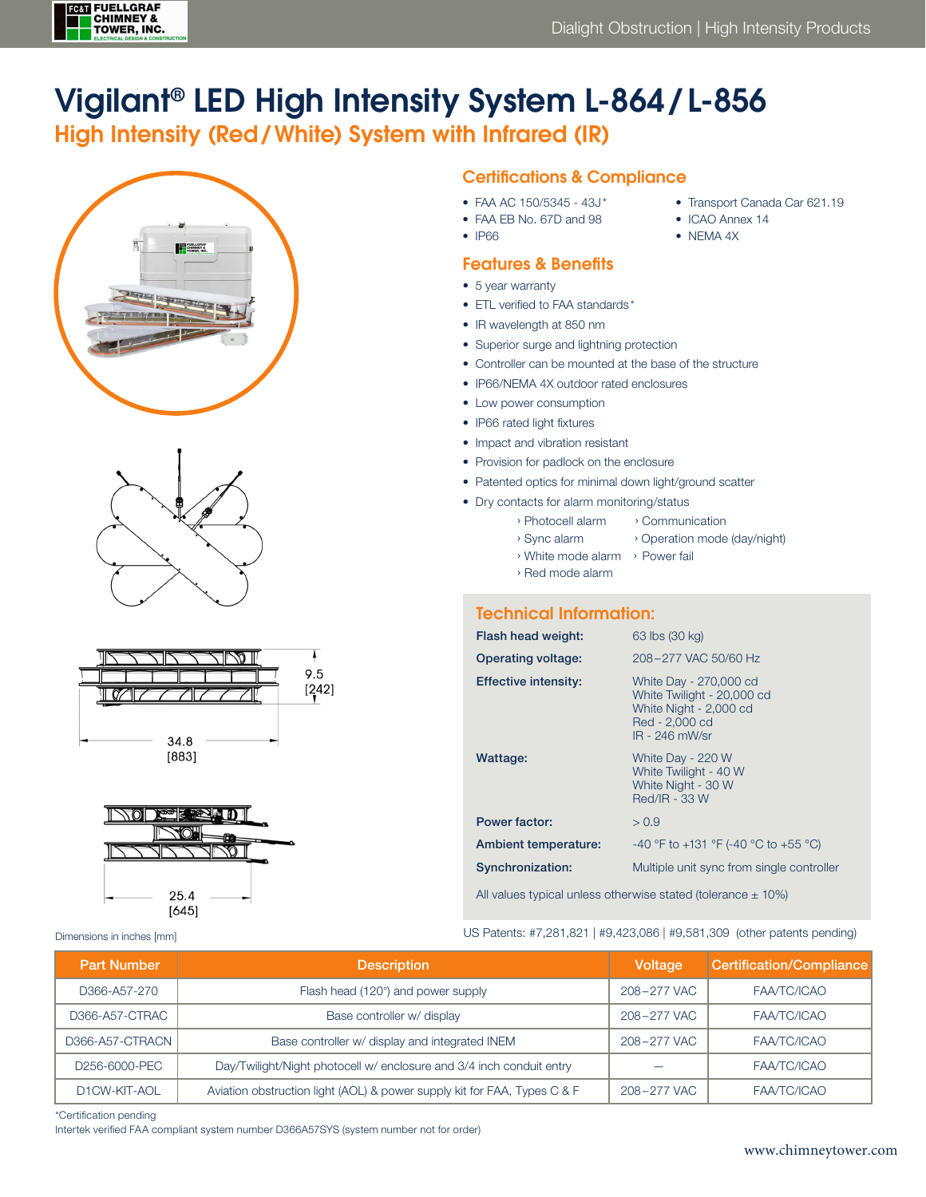# Vigilant® LED High Intensity System L-864 / L-856

## High Intensity (Red / White) System with Infrared (IR)

9.5
[242]

34.8
[883]

25.4
[645]

Dimensions in inches [mm]

## Certifications & Compliance

- FAA AC 150/5345 - 43J*
- FAA EB No. 67D and 98
- IP66
- Transport Canada Car 621.19
- ICAO Annex 14
- NEMA 4X

## Features & Benefits

- 5 year warranty
- ETL verified to FAA standards*
- IR wavelength at 850 nm
- Superior surge and lightning protection
- Controller can be mounted at the base of the structure
- IP66/NEMA 4X outdoor rated enclosures
- Low power consumption
- IP66 rated light fixtures
- Impact and vibration resistant
- Provision for padlock on the enclosure
- Patented optics for minimal down light/ground scatter
- Dry contacts for alarm monitoring/status
  - › Photocell alarm
  - › Sync alarm
  - › White mode alarm
  - › Red mode alarm
  - › Communication
  - › Operation mode (day/night)
  - › Power fail

## Technical Information:

| | |
|---|---|
| **Flash head weight:** | 63 lbs (30 kg) |
| **Operating voltage:** | 208–277 VAC 50/60 Hz |
| **Effective intensity:** | White Day - 270,000 cd<br>White Twilight - 20,000 cd<br>White Night - 2,000 cd<br>Red - 2,000 cd<br>IR - 246 mW/sr |
| **Wattage:** | White Day - 220 W<br>White Twilight - 40 W<br>White Night - 30 W<br>Red/IR - 33 W |
| **Power factor:** | > 0.9 |
| **Ambient temperature:** | -40 °F to +131 °F (-40 °C to +55 °C) |
| **Synchronization:** | Multiple unit sync from single controller |

All values typical unless otherwise stated (tolerance ± 10%)

US Patents: #7,281,821 | #9,423,086 | #9,581,309 (other patents pending)

| Part Number | Description | Voltage | Certification/Compliance |
|---|---|---|---|
| D366-A57-270 | Flash head (120°) and power supply | 208–277 VAC | FAA/TC/ICAO |
| D366-A57-CTRAC | Base controller w/ display | 208–277 VAC | FAA/TC/ICAO |
| D366-A57-CTRACN | Base controller w/ display and integrated INEM | 208–277 VAC | FAA/TC/ICAO |
| D256-6000-PEC | Day/Twilight/Night photocell w/ enclosure and 3/4 inch conduit entry | — | FAA/TC/ICAO |
| D1CW-KIT-AOL | Aviation obstruction light (AOL) & power supply kit for FAA, Types C & F | 208–277 VAC | FAA/TC/ICAO |

*Certification pending
Intertek verified FAA compliant system number D366A57SYS (system number not for order)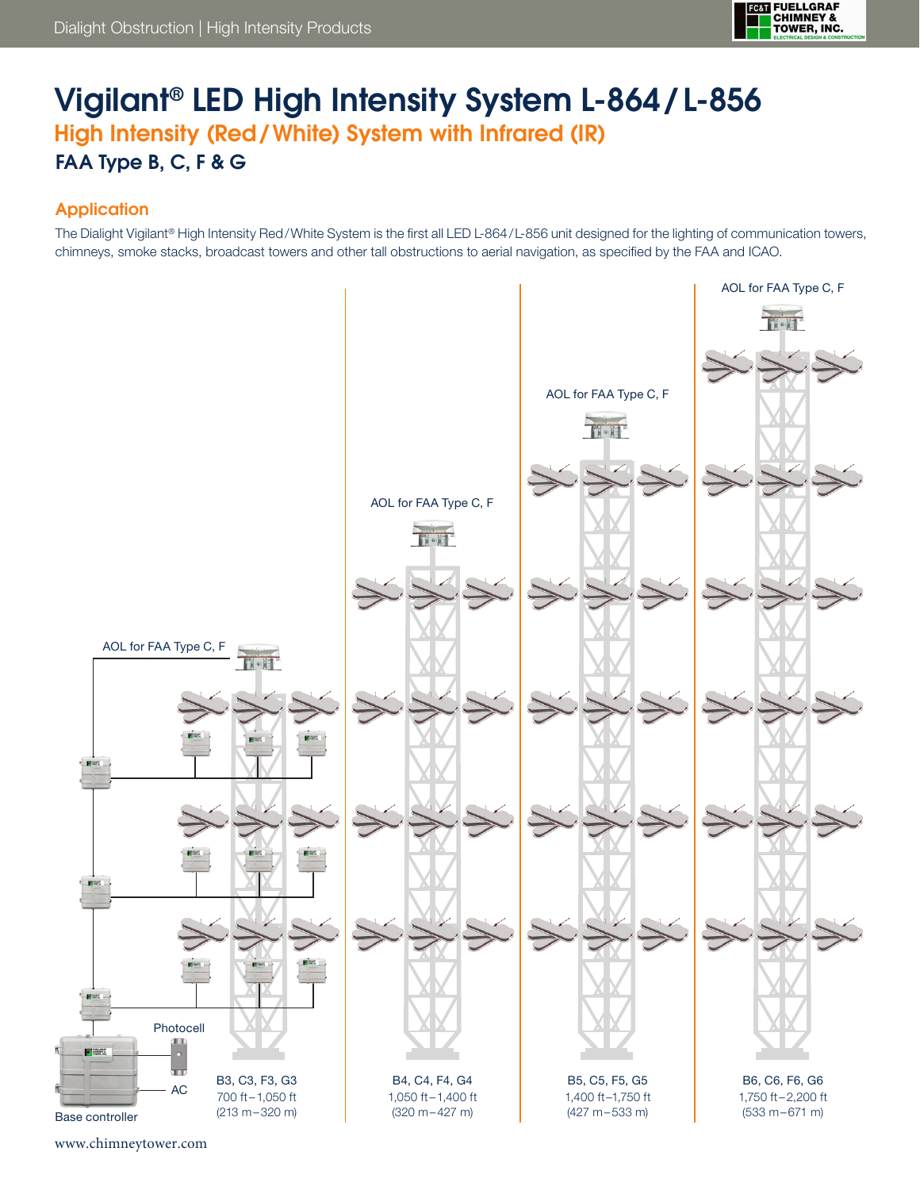# Vigilant® LED High Intensity System L-864 / L-856

## High Intensity (Red / White) System with Infrared (IR)

### FAA Type B, C, F & G

## Application

The Dialight Vigilant® High Intensity Red / White System is the first all LED L-864 / L-856 unit designed for the lighting of communication towers, chimneys, smoke stacks, broadcast towers and other tall obstructions to aerial navigation, as specified by the FAA and ICAO.

AOL for FAA Type C, F

AOL for FAA Type C, F

AOL for FAA Type C, F

AOL for FAA Type C, F

Photocell

AC

Base controller

B3, C3, F3, G3
700 ft – 1,050 ft
(213 m – 320 m)

B4, C4, F4, G4
1,050 ft – 1,400 ft
(320 m – 427 m)

B5, C5, F5, G5
1,400 ft – 1,750 ft
(427 m – 533 m)

B6, C6, F6, G6
1,750 ft – 2,200 ft
(533 m – 671 m)

www.chimneytower.com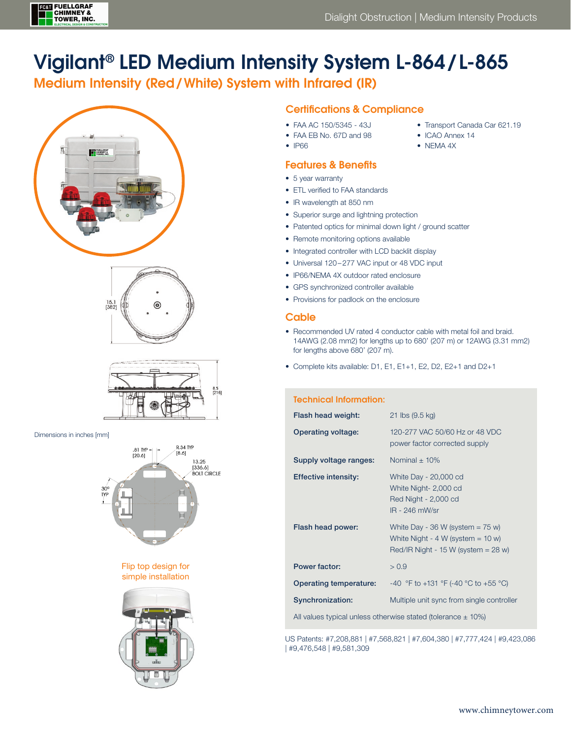# Vigilant® LED Medium Intensity System L-864 / L-865

## Medium Intensity (Red / White) System with Infrared (IR)

15.1
[382]

8.5
[216]

Dimensions in inches [mm]

.81 TYP
[20.6]

R.34 TYP
[8.6]

13.25
[336.6]
BOLT CIRCLE

30°
TYP

Flip top design for simple installation

## Certifications & Compliance

- FAA AC 150/5345 - 43J
- FAA EB No. 67D and 98
- IP66
- Transport Canada Car 621.19
- ICAO Annex 14
- NEMA 4X

## Features & Benefits

- 5 year warranty
- ETL verified to FAA standards
- IR wavelength at 850 nm
- Superior surge and lightning protection
- Patented optics for minimal down light / ground scatter
- Remote monitoring options available
- Integrated controller with LCD backlit display
- Universal 120 – 277 VAC input or 48 VDC input
- IP66/NEMA 4X outdoor rated enclosure
- GPS synchronized controller available
- Provisions for padlock on the enclosure

## Cable

- Recommended UV rated 4 conductor cable with metal foil and braid. 14AWG (2.08 mm2) for lengths up to 680' (207 m) or 12AWG (3.31 mm2) for lengths above 680' (207 m).
- Complete kits available: D1, E1, E1+1, E2, D2, E2+1 and D2+1

### Technical Information:

| | |
|---|---|
| **Flash head weight:** | 21 lbs (9.5 kg) |
| **Operating voltage:** | 120-277 VAC 50/60 Hz or 48 VDC power factor corrected supply |
| **Supply voltage ranges:** | Nominal ± 10% |
| **Effective intensity:** | White Day - 20,000 cd<br>White Night- 2,000 cd<br>Red Night - 2,000 cd<br>IR - 246 mW/sr |
| **Flash head power:** | White Day - 36 W (system = 75 w)<br>White Night - 4 W (system = 10 w)<br>Red/IR Night - 15 W (system = 28 w) |
| **Power factor:** | > 0.9 |
| **Operating temperature:** | -40 °F to +131 °F (-40 °C to +55 °C) |
| **Synchronization:** | Multiple unit sync from single controller |

All values typical unless otherwise stated (tolerance ± 10%)

US Patents: #7,208,881 | #7,568,821 | #7,604,380 | #7,777,424 | #9,423,086 | #9,476,548 | #9,581,309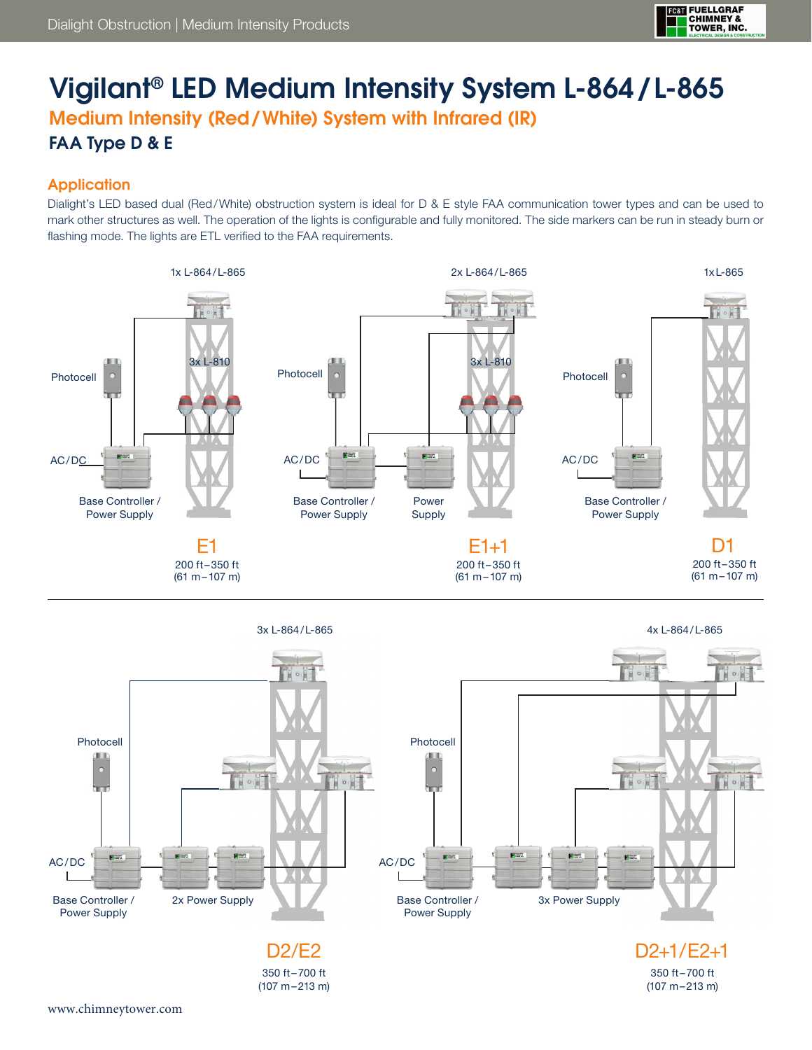# Vigilant® LED Medium Intensity System L-864 / L-865

## Medium Intensity (Red / White) System with Infrared (IR)

### FAA Type D & E

## Application

Dialight's LED based dual (Red/White) obstruction system is ideal for D & E style FAA communication tower types and can be used to mark other structures as well. The operation of the lights is configurable and fully monitored. The side markers can be run in steady burn or flashing mode. The lights are ETL verified to the FAA requirements.

1x L-864 / L-865

3x L-810

Photocell

AC / DC

Base Controller / Power Supply

**E1**

200 ft – 350 ft
(61 m – 107 m)

2x L-864 / L-865

3x L-810

Photocell

AC / DC

Base Controller / Power Supply

Power Supply

**E1+1**

200 ft – 350 ft
(61 m – 107 m)

1x L-865

Photocell

AC / DC

Base Controller / Power Supply

**D1**

200 ft – 350 ft
(61 m – 107 m)

3x L-864 / L-865

Photocell

AC / DC

Base Controller / Power Supply

2x Power Supply

**D2/E2**

350 ft – 700 ft
(107 m – 213 m)

4x L-864 / L-865

Photocell

AC / DC

Base Controller / Power Supply

3x Power Supply

**D2+1/E2+1**

350 ft – 700 ft
(107 m – 213 m)

www.chimneytower.com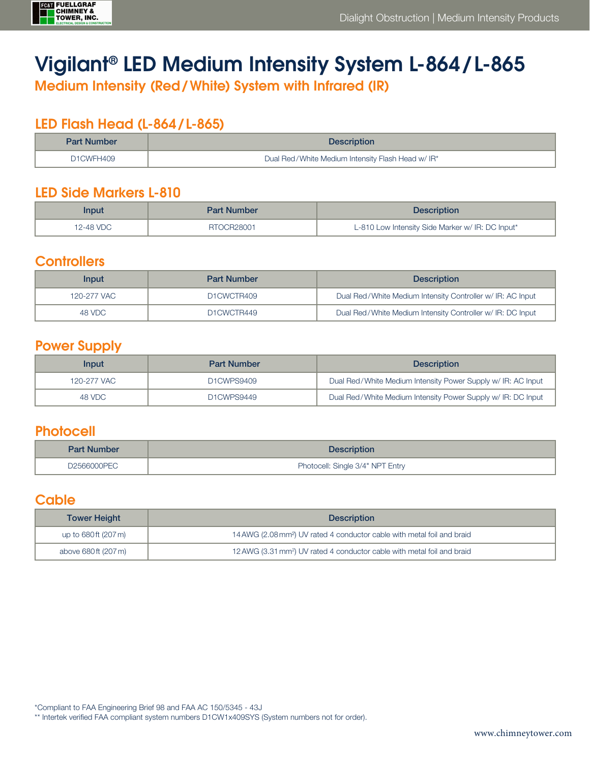# Vigilant® LED Medium Intensity System L-864 / L-865

## Medium Intensity (Red / White) System with Infrared (IR)

### LED Flash Head (L-864 / L-865)

| Part Number | Description |
|---|---|
| D1CWFH409 | Dual Red / White Medium Intensity Flash Head w/ IR* |

### LED Side Markers L-810

| Input | Part Number | Description |
|---|---|---|
| 12-48 VDC | RTOCR28001 | L-810 Low Intensity Side Marker w/ IR: DC Input* |

### Controllers

| Input | Part Number | Description |
|---|---|---|
| 120-277 VAC | D1CWCTR409 | Dual Red / White Medium Intensity Controller w/ IR: AC Input |
| 48 VDC | D1CWCTR449 | Dual Red / White Medium Intensity Controller w/ IR: DC Input |

### Power Supply

| Input | Part Number | Description |
|---|---|---|
| 120-277 VAC | D1CWPS9409 | Dual Red / White Medium Intensity Power Supply w/ IR: AC Input |
| 48 VDC | D1CWPS9449 | Dual Red / White Medium Intensity Power Supply w/ IR: DC Input |

### Photocell

| Part Number | Description |
|---|---|
| D2566000PEC | Photocell: Single 3/4" NPT Entry |

### Cable

| Tower Height | Description |
|---|---|
| up to 680 ft (207 m) | 14 AWG (2.08 mm²) UV rated 4 conductor cable with metal foil and braid |
| above 680 ft (207 m) | 12 AWG (3.31 mm²) UV rated 4 conductor cable with metal foil and braid |

*Compliant to FAA Engineering Brief 98 and FAA AC 150/5345 - 43J
** Intertek verified FAA compliant system numbers D1CW1x409SYS (System numbers not for order).